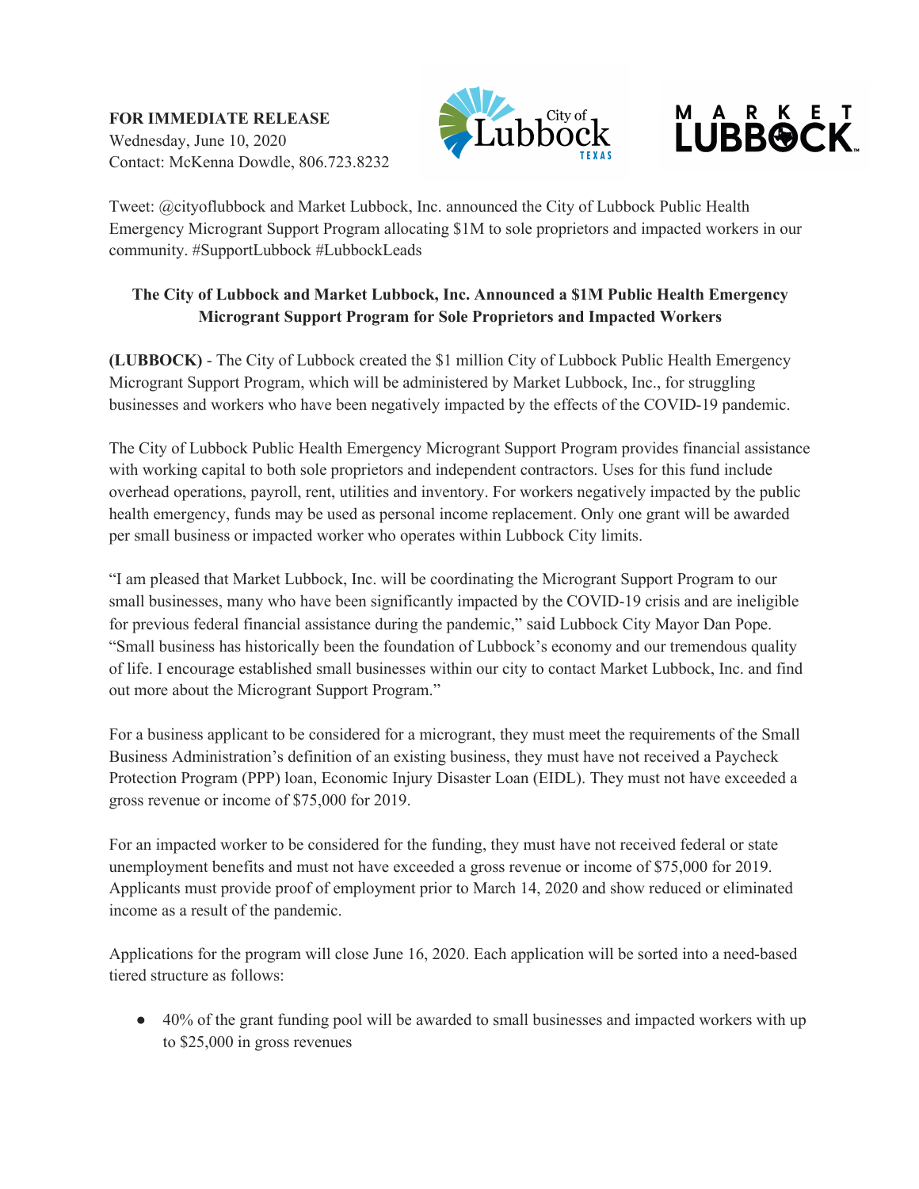**FOR IMMEDIATE RELEASE**
Wednesday, June 10, 2020
Contact: McKenna Dowdle, 806.723.8232

Tweet: @cityoflubbock and Market Lubbock, Inc. announced the City of Lubbock Public Health Emergency Microgrant Support Program allocating $1M to sole proprietors and impacted workers in our community. #SupportLubbock #LubbockLeads

**The City of Lubbock and Market Lubbock, Inc. Announced a $1M Public Health Emergency Microgrant Support Program for Sole Proprietors and Impacted Workers**

**(LUBBOCK)** - The City of Lubbock created the $1 million City of Lubbock Public Health Emergency Microgrant Support Program, which will be administered by Market Lubbock, Inc., for struggling businesses and workers who have been negatively impacted by the effects of the COVID-19 pandemic.

The City of Lubbock Public Health Emergency Microgrant Support Program provides financial assistance with working capital to both sole proprietors and independent contractors. Uses for this fund include overhead operations, payroll, rent, utilities and inventory. For workers negatively impacted by the public health emergency, funds may be used as personal income replacement. Only one grant will be awarded per small business or impacted worker who operates within Lubbock City limits.

"I am pleased that Market Lubbock, Inc. will be coordinating the Microgrant Support Program to our small businesses, many who have been significantly impacted by the COVID-19 crisis and are ineligible for previous federal financial assistance during the pandemic," said Lubbock City Mayor Dan Pope. "Small business has historically been the foundation of Lubbock's economy and our tremendous quality of life. I encourage established small businesses within our city to contact Market Lubbock, Inc. and find out more about the Microgrant Support Program."

For a business applicant to be considered for a microgrant, they must meet the requirements of the Small Business Administration's definition of an existing business, they must have not received a Paycheck Protection Program (PPP) loan, Economic Injury Disaster Loan (EIDL). They must not have exceeded a gross revenue or income of $75,000 for 2019.

For an impacted worker to be considered for the funding, they must have not received federal or state unemployment benefits and must not have exceeded a gross revenue or income of $75,000 for 2019. Applicants must provide proof of employment prior to March 14, 2020 and show reduced or eliminated income as a result of the pandemic.

Applications for the program will close June 16, 2020. Each application will be sorted into a need-based tiered structure as follows:

- 40% of the grant funding pool will be awarded to small businesses and impacted workers with up to $25,000 in gross revenues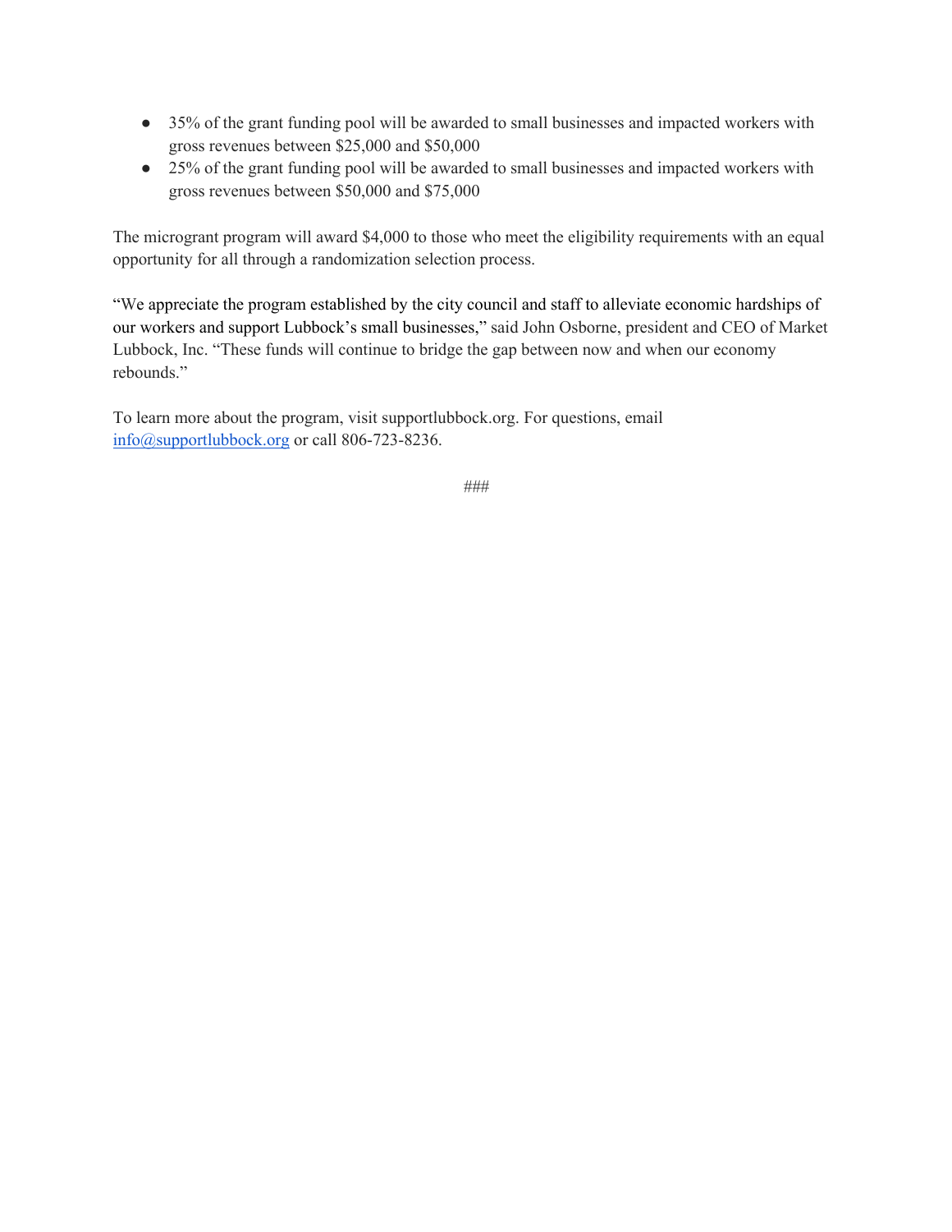- 35% of the grant funding pool will be awarded to small businesses and impacted workers with gross revenues between $25,000 and $50,000
- 25% of the grant funding pool will be awarded to small businesses and impacted workers with gross revenues between $50,000 and $75,000

The microgrant program will award $4,000 to those who meet the eligibility requirements with an equal opportunity for all through a randomization selection process.

"We appreciate the program established by the city council and staff to alleviate economic hardships of our workers and support Lubbock's small businesses," said John Osborne, president and CEO of Market Lubbock, Inc. "These funds will continue to bridge the gap between now and when our economy rebounds."

To learn more about the program, visit supportlubbock.org. For questions, email info@supportlubbock.org or call 806-723-8236.

###